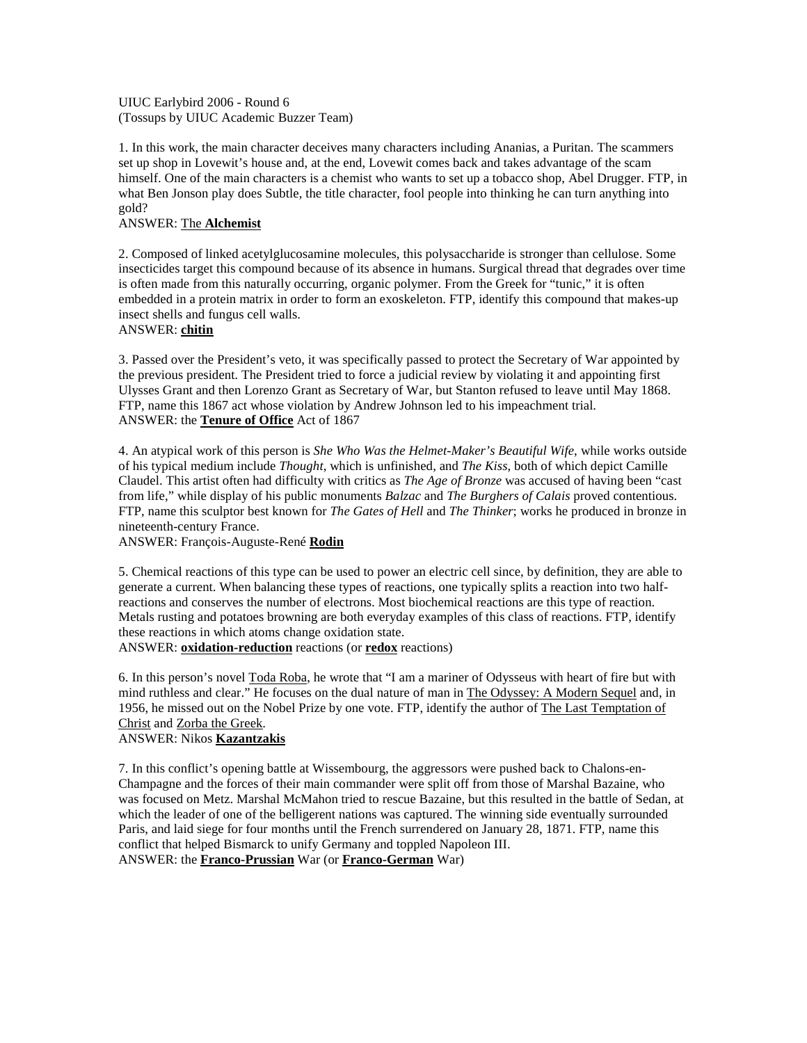UIUC Earlybird 2006 - Round 6
(Tossups by UIUC Academic Buzzer Team)

1. In this work, the main character deceives many characters including Ananias, a Puritan. The scammers set up shop in Lovewit's house and, at the end, Lovewit comes back and takes advantage of the scam himself. One of the main characters is a chemist who wants to set up a tobacco shop, Abel Drugger. FTP, in what Ben Jonson play does Subtle, the title character, fool people into thinking he can turn anything into gold?
ANSWER: The **Alchemist**

2. Composed of linked acetylglucosamine molecules, this polysaccharide is stronger than cellulose. Some insecticides target this compound because of its absence in humans. Surgical thread that degrades over time is often made from this naturally occurring, organic polymer. From the Greek for "tunic," it is often embedded in a protein matrix in order to form an exoskeleton. FTP, identify this compound that makes-up insect shells and fungus cell walls.
ANSWER: **chitin**

3. Passed over the President's veto, it was specifically passed to protect the Secretary of War appointed by the previous president. The President tried to force a judicial review by violating it and appointing first Ulysses Grant and then Lorenzo Grant as Secretary of War, but Stanton refused to leave until May 1868. FTP, name this 1867 act whose violation by Andrew Johnson led to his impeachment trial.
ANSWER: the **Tenure of Office** Act of 1867

4. An atypical work of this person is *She Who Was the Helmet-Maker's Beautiful Wife*, while works outside of his typical medium include *Thought*, which is unfinished, and *The Kiss*, both of which depict Camille Claudel. This artist often had difficulty with critics as *The Age of Bronze* was accused of having been "cast from life," while display of his public monuments *Balzac* and *The Burghers of Calais* proved contentious. FTP, name this sculptor best known for *The Gates of Hell* and *The Thinker*; works he produced in bronze in nineteenth-century France.
ANSWER: François-Auguste-René **Rodin**

5. Chemical reactions of this type can be used to power an electric cell since, by definition, they are able to generate a current. When balancing these types of reactions, one typically splits a reaction into two half-reactions and conserves the number of electrons. Most biochemical reactions are this type of reaction. Metals rusting and potatoes browning are both everyday examples of this class of reactions. FTP, identify these reactions in which atoms change oxidation state.
ANSWER: **oxidation-reduction** reactions (or **redox** reactions)

6. In this person's novel Toda Roba, he wrote that "I am a mariner of Odysseus with heart of fire but with mind ruthless and clear." He focuses on the dual nature of man in The Odyssey: A Modern Sequel and, in 1956, he missed out on the Nobel Prize by one vote. FTP, identify the author of The Last Temptation of Christ and Zorba the Greek.
ANSWER: Nikos **Kazantzakis**

7. In this conflict's opening battle at Wissembourg, the aggressors were pushed back to Chalons-en-Champagne and the forces of their main commander were split off from those of Marshal Bazaine, who was focused on Metz. Marshal McMahon tried to rescue Bazaine, but this resulted in the battle of Sedan, at which the leader of one of the belligerent nations was captured. The winning side eventually surrounded Paris, and laid siege for four months until the French surrendered on January 28, 1871. FTP, name this conflict that helped Bismarck to unify Germany and toppled Napoleon III.
ANSWER: the **Franco-Prussian** War (or **Franco-German** War)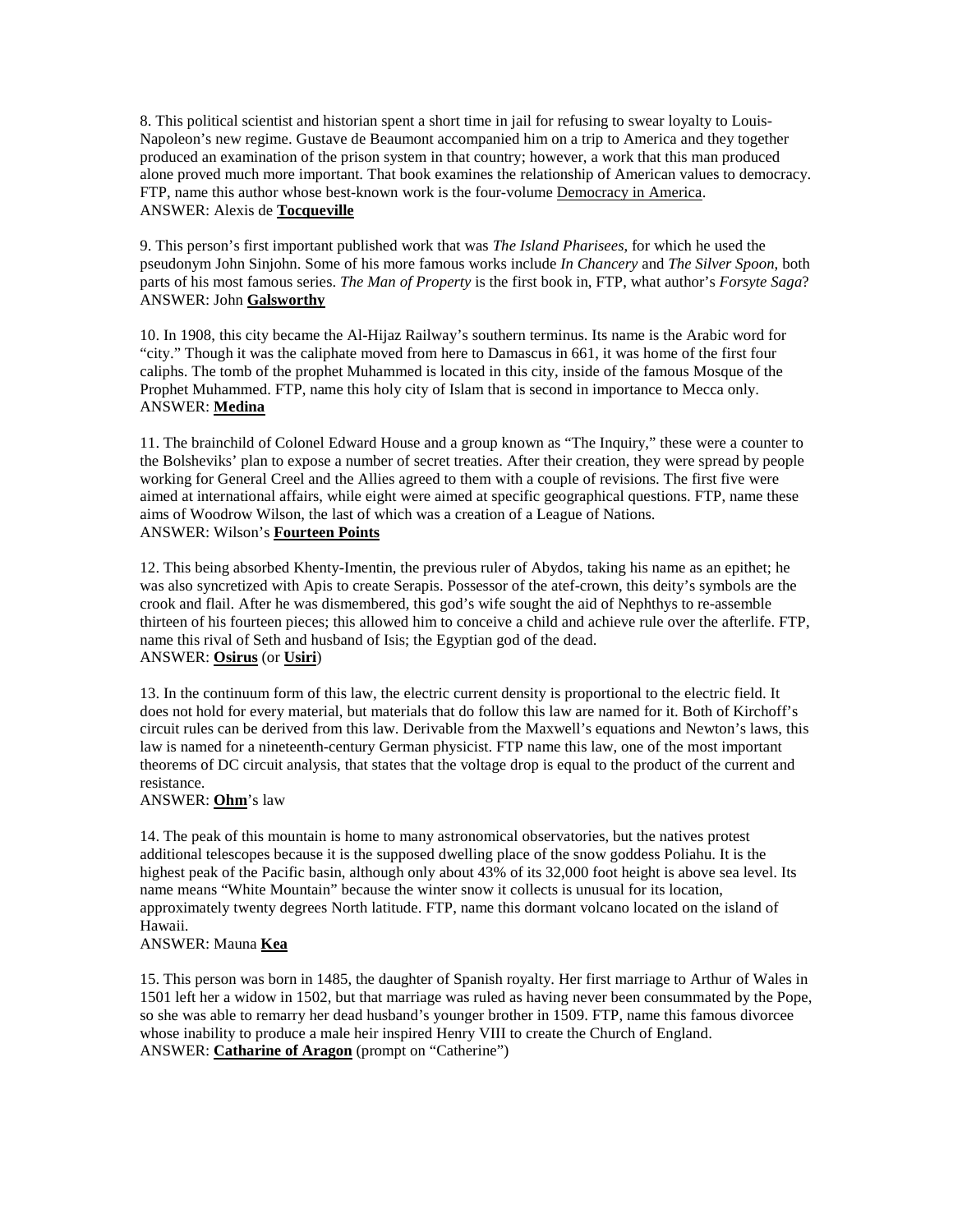8. This political scientist and historian spent a short time in jail for refusing to swear loyalty to Louis-Napoleon's new regime. Gustave de Beaumont accompanied him on a trip to America and they together produced an examination of the prison system in that country; however, a work that this man produced alone proved much more important. That book examines the relationship of American values to democracy. FTP, name this author whose best-known work is the four-volume Democracy in America.
ANSWER: Alexis de **Tocqueville**

9. This person's first important published work that was *The Island Pharisees*, for which he used the pseudonym John Sinjohn. Some of his more famous works include *In Chancery* and *The Silver Spoon*, both parts of his most famous series. *The Man of Property* is the first book in, FTP, what author's *Forsyte Saga*?
ANSWER: John **Galsworthy**

10. In 1908, this city became the Al-Hijaz Railway's southern terminus. Its name is the Arabic word for "city." Though it was the caliphate moved from here to Damascus in 661, it was home of the first four caliphs. The tomb of the prophet Muhammed is located in this city, inside of the famous Mosque of the Prophet Muhammed. FTP, name this holy city of Islam that is second in importance to Mecca only.
ANSWER: **Medina**

11. The brainchild of Colonel Edward House and a group known as "The Inquiry," these were a counter to the Bolsheviks' plan to expose a number of secret treaties. After their creation, they were spread by people working for General Creel and the Allies agreed to them with a couple of revisions. The first five were aimed at international affairs, while eight were aimed at specific geographical questions. FTP, name these aims of Woodrow Wilson, the last of which was a creation of a League of Nations.
ANSWER: Wilson's **Fourteen Points**

12. This being absorbed Khenty-Imentin, the previous ruler of Abydos, taking his name as an epithet; he was also syncretized with Apis to create Serapis. Possessor of the atef-crown, this deity's symbols are the crook and flail. After he was dismembered, this god's wife sought the aid of Nephthys to re-assemble thirteen of his fourteen pieces; this allowed him to conceive a child and achieve rule over the afterlife. FTP, name this rival of Seth and husband of Isis; the Egyptian god of the dead.
ANSWER: **Osirus** (or **Usiri**)

13. In the continuum form of this law, the electric current density is proportional to the electric field. It does not hold for every material, but materials that do follow this law are named for it. Both of Kirchoff's circuit rules can be derived from this law. Derivable from the Maxwell's equations and Newton's laws, this law is named for a nineteenth-century German physicist. FTP name this law, one of the most important theorems of DC circuit analysis, that states that the voltage drop is equal to the product of the current and resistance.
ANSWER: **Ohm**'s law

14. The peak of this mountain is home to many astronomical observatories, but the natives protest additional telescopes because it is the supposed dwelling place of the snow goddess Poliahu. It is the highest peak of the Pacific basin, although only about 43% of its 32,000 foot height is above sea level. Its name means "White Mountain" because the winter snow it collects is unusual for its location, approximately twenty degrees North latitude. FTP, name this dormant volcano located on the island of Hawaii.
ANSWER: Mauna **Kea**

15. This person was born in 1485, the daughter of Spanish royalty. Her first marriage to Arthur of Wales in 1501 left her a widow in 1502, but that marriage was ruled as having never been consummated by the Pope, so she was able to remarry her dead husband's younger brother in 1509. FTP, name this famous divorcee whose inability to produce a male heir inspired Henry VIII to create the Church of England.
ANSWER: **Catharine of Aragon** (prompt on "Catherine")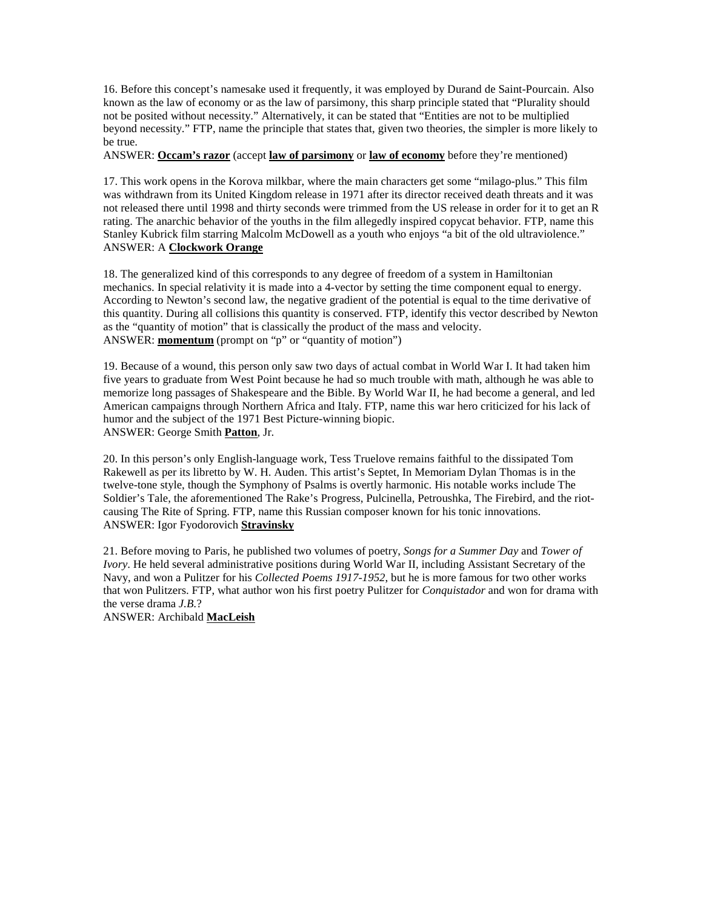16. Before this concept's namesake used it frequently, it was employed by Durand de Saint-Pourcain. Also known as the law of economy or as the law of parsimony, this sharp principle stated that "Plurality should not be posited without necessity." Alternatively, it can be stated that "Entities are not to be multiplied beyond necessity." FTP, name the principle that states that, given two theories, the simpler is more likely to be true.

ANSWER: **Occam's razor** (accept **law of parsimony** or **law of economy** before they're mentioned)

17. This work opens in the Korova milkbar, where the main characters get some "milago-plus." This film was withdrawn from its United Kingdom release in 1971 after its director received death threats and it was not released there until 1998 and thirty seconds were trimmed from the US release in order for it to get an R rating. The anarchic behavior of the youths in the film allegedly inspired copycat behavior. FTP, name this Stanley Kubrick film starring Malcolm McDowell as a youth who enjoys "a bit of the old ultraviolence."

ANSWER: A **Clockwork Orange**

18. The generalized kind of this corresponds to any degree of freedom of a system in Hamiltonian mechanics. In special relativity it is made into a 4-vector by setting the time component equal to energy. According to Newton's second law, the negative gradient of the potential is equal to the time derivative of this quantity. During all collisions this quantity is conserved. FTP, identify this vector described by Newton as the "quantity of motion" that is classically the product of the mass and velocity.

ANSWER: **momentum** (prompt on "p" or "quantity of motion")

19. Because of a wound, this person only saw two days of actual combat in World War I. It had taken him five years to graduate from West Point because he had so much trouble with math, although he was able to memorize long passages of Shakespeare and the Bible. By World War II, he had become a general, and led American campaigns through Northern Africa and Italy. FTP, name this war hero criticized for his lack of humor and the subject of the 1971 Best Picture-winning biopic.

ANSWER: George Smith **Patton**, Jr.

20. In this person's only English-language work, Tess Truelove remains faithful to the dissipated Tom Rakewell as per its libretto by W. H. Auden. This artist's Septet, In Memoriam Dylan Thomas is in the twelve-tone style, though the Symphony of Psalms is overtly harmonic. His notable works include The Soldier's Tale, the aforementioned The Rake's Progress, Pulcinella, Petroushka, The Firebird, and the riot-causing The Rite of Spring. FTP, name this Russian composer known for his tonic innovations.

ANSWER: Igor Fyodorovich **Stravinsky**

21. Before moving to Paris, he published two volumes of poetry, *Songs for a Summer Day* and *Tower of Ivory*. He held several administrative positions during World War II, including Assistant Secretary of the Navy, and won a Pulitzer for his *Collected Poems 1917-1952*, but he is more famous for two other works that won Pulitzers. FTP, what author won his first poetry Pulitzer for *Conquistador* and won for drama with the verse drama *J.B.*?

ANSWER: Archibald **MacLeish**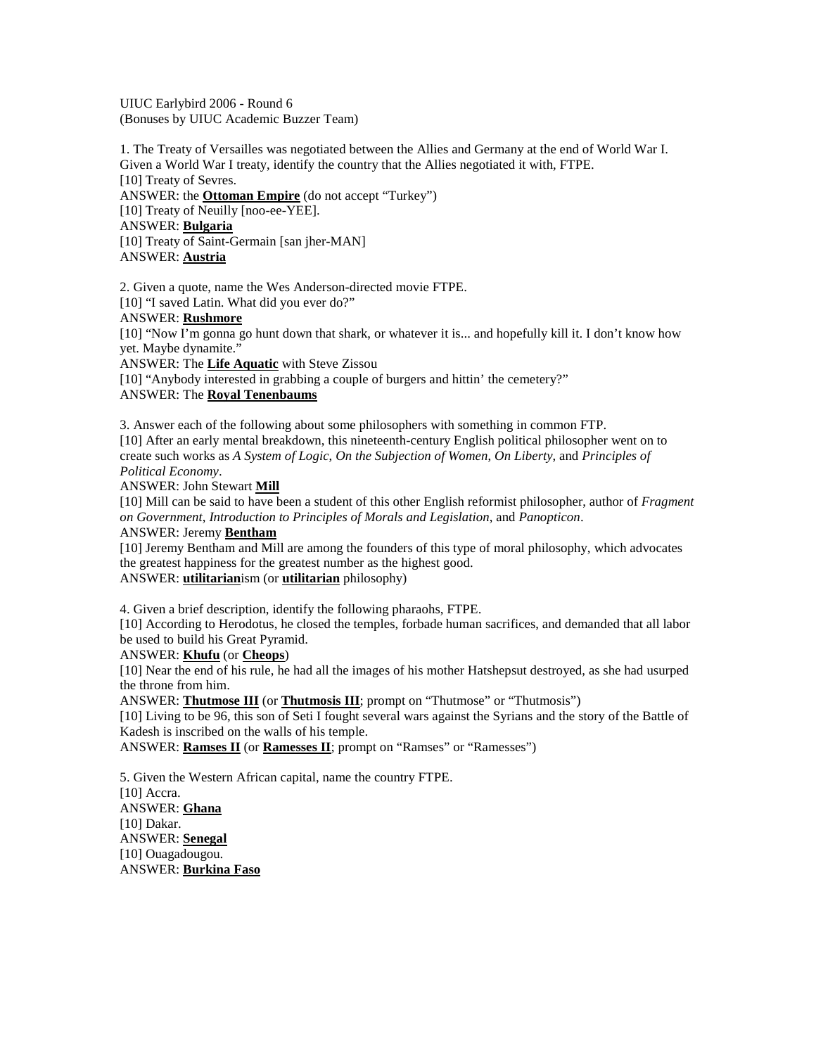UIUC Earlybird 2006 - Round 6
(Bonuses by UIUC Academic Buzzer Team)

1. The Treaty of Versailles was negotiated between the Allies and Germany at the end of World War I. Given a World War I treaty, identify the country that the Allies negotiated it with, FTPE.
[10] Treaty of Sevres.
ANSWER: the **Ottoman Empire** (do not accept "Turkey")
[10] Treaty of Neuilly [noo-ee-YEE].
ANSWER: **Bulgaria**
[10] Treaty of Saint-Germain [san jher-MAN]
ANSWER: **Austria**

2. Given a quote, name the Wes Anderson-directed movie FTPE.
[10] "I saved Latin. What did you ever do?"
ANSWER: **Rushmore**
[10] "Now I'm gonna go hunt down that shark, or whatever it is... and hopefully kill it. I don't know how yet. Maybe dynamite."
ANSWER: The **Life Aquatic** with Steve Zissou
[10] "Anybody interested in grabbing a couple of burgers and hittin' the cemetery?"
ANSWER: The **Royal Tenenbaums**

3. Answer each of the following about some philosophers with something in common FTP.
[10] After an early mental breakdown, this nineteenth-century English political philosopher went on to create such works as *A System of Logic*, *On the Subjection of Women*, *On Liberty*, and *Principles of Political Economy*.
ANSWER: John Stewart **Mill**
[10] Mill can be said to have been a student of this other English reformist philosopher, author of *Fragment on Government, Introduction to Principles of Morals and Legislation*, and *Panopticon*.
ANSWER: Jeremy **Bentham**
[10] Jeremy Bentham and Mill are among the founders of this type of moral philosophy, which advocates the greatest happiness for the greatest number as the highest good.
ANSWER: **utilitarian**ism (or **utilitarian** philosophy)

4. Given a brief description, identify the following pharaohs, FTPE.
[10] According to Herodotus, he closed the temples, forbade human sacrifices, and demanded that all labor be used to build his Great Pyramid.
ANSWER: **Khufu** (or **Cheops**)
[10] Near the end of his rule, he had all the images of his mother Hatshepsut destroyed, as she had usurped the throne from him.
ANSWER: **Thutmose III** (or **Thutmosis III**; prompt on "Thutmose" or "Thutmosis")
[10] Living to be 96, this son of Seti I fought several wars against the Syrians and the story of the Battle of Kadesh is inscribed on the walls of his temple.
ANSWER: **Ramses II** (or **Ramesses II**; prompt on "Ramses" or "Ramesses")

5. Given the Western African capital, name the country FTPE.
[10] Accra.
ANSWER: **Ghana**
[10] Dakar.
ANSWER: **Senegal**
[10] Ouagadougou.
ANSWER: **Burkina Faso**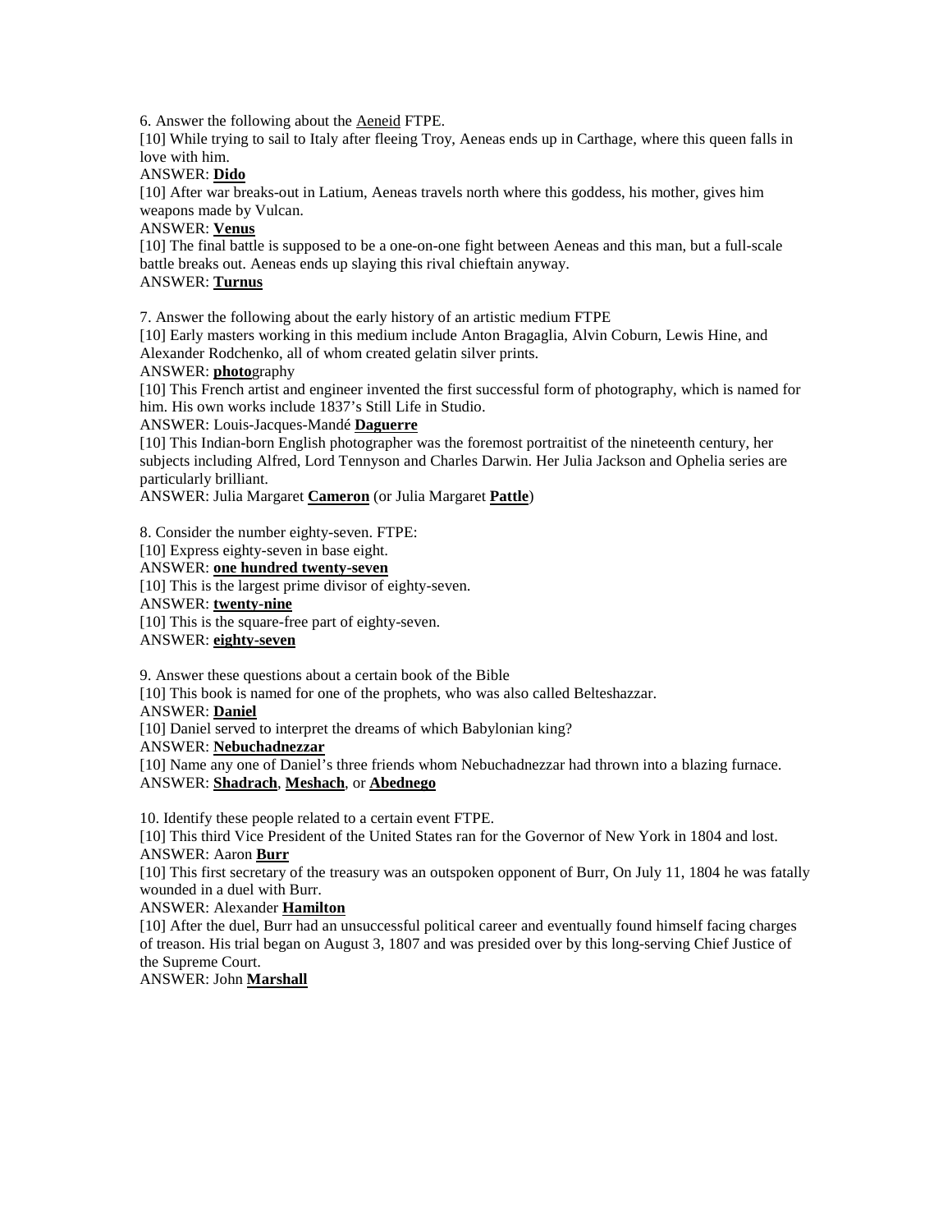6. Answer the following about the _Aeneid_ FTPE.

[10] While trying to sail to Italy after fleeing Troy, Aeneas ends up in Carthage, where this queen falls in love with him.

ANSWER: **Dido**

[10] After war breaks-out in Latium, Aeneas travels north where this goddess, his mother, gives him weapons made by Vulcan.

ANSWER: **Venus**

[10] The final battle is supposed to be a one-on-one fight between Aeneas and this man, but a full-scale battle breaks out. Aeneas ends up slaying this rival chieftain anyway.

ANSWER: **Turnus**

7. Answer the following about the early history of an artistic medium FTPE

[10] Early masters working in this medium include Anton Bragaglia, Alvin Coburn, Lewis Hine, and Alexander Rodchenko, all of whom created gelatin silver prints.

ANSWER: **photo**graphy

[10] This French artist and engineer invented the first successful form of photography, which is named for him. His own works include 1837's Still Life in Studio.

ANSWER: Louis-Jacques-Mandé **Daguerre**

[10] This Indian-born English photographer was the foremost portraitist of the nineteenth century, her subjects including Alfred, Lord Tennyson and Charles Darwin. Her Julia Jackson and Ophelia series are particularly brilliant.

ANSWER: Julia Margaret **Cameron** (or Julia Margaret **Pattle**)

8. Consider the number eighty-seven. FTPE:

[10] Express eighty-seven in base eight.

ANSWER: **one hundred twenty-seven**

[10] This is the largest prime divisor of eighty-seven.

ANSWER: **twenty-nine**

[10] This is the square-free part of eighty-seven.

ANSWER: **eighty-seven**

9. Answer these questions about a certain book of the Bible

[10] This book is named for one of the prophets, who was also called Belteshazzar.

ANSWER: **Daniel**

[10] Daniel served to interpret the dreams of which Babylonian king?

ANSWER: **Nebuchadnezzar**

[10] Name any one of Daniel's three friends whom Nebuchadnezzar had thrown into a blazing furnace.

ANSWER: **Shadrach**, **Meshach**, or **Abednego**

10. Identify these people related to a certain event FTPE.

[10] This third Vice President of the United States ran for the Governor of New York in 1804 and lost.

ANSWER: Aaron **Burr**

[10] This first secretary of the treasury was an outspoken opponent of Burr, On July 11, 1804 he was fatally wounded in a duel with Burr.

ANSWER: Alexander **Hamilton**

[10] After the duel, Burr had an unsuccessful political career and eventually found himself facing charges of treason. His trial began on August 3, 1807 and was presided over by this long-serving Chief Justice of the Supreme Court.

ANSWER: John **Marshall**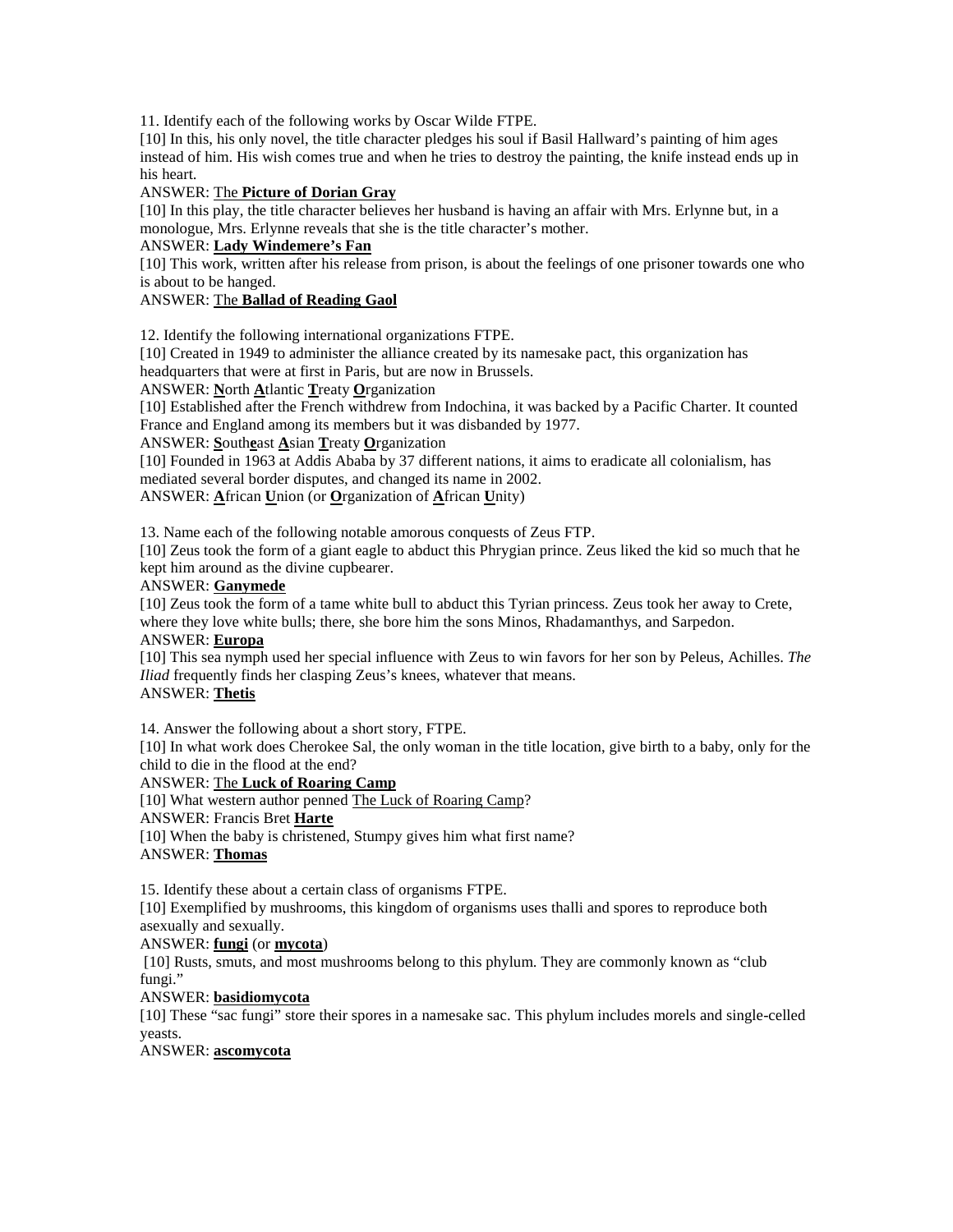11. Identify each of the following works by Oscar Wilde FTPE.

[10] In this, his only novel, the title character pledges his soul if Basil Hallward's painting of him ages instead of him. His wish comes true and when he tries to destroy the painting, the knife instead ends up in his heart.

ANSWER: <u>The **Picture of Dorian Gray**</u>

[10] In this play, the title character believes her husband is having an affair with Mrs. Erlynne but, in a monologue, Mrs. Erlynne reveals that she is the title character's mother.

ANSWER: <u>**Lady Windemere's Fan**</u>

[10] This work, written after his release from prison, is about the feelings of one prisoner towards one who is about to be hanged.

ANSWER: <u>The **Ballad of Reading Gaol**</u>

12. Identify the following international organizations FTPE.

[10] Created in 1949 to administer the alliance created by its namesake pact, this organization has headquarters that were at first in Paris, but are now in Brussels.

ANSWER: **<u>N</u>**orth **<u>A</u>**tlantic **<u>T</u>**reaty **<u>O</u>**rganization

[10] Established after the French withdrew from Indochina, it was backed by a Pacific Charter. It counted France and England among its members but it was disbanded by 1977.

ANSWER: **<u>S</u>**outh**<u>e</u>**ast **<u>A</u>**sian **<u>T</u>**reaty **<u>O</u>**rganization

[10] Founded in 1963 at Addis Ababa by 37 different nations, it aims to eradicate all colonialism, has mediated several border disputes, and changed its name in 2002.

ANSWER: **<u>A</u>**frican **<u>U</u>**nion (or **<u>O</u>**rganization of **<u>A</u>**frican **<u>U</u>**nity)

13. Name each of the following notable amorous conquests of Zeus FTP.

[10] Zeus took the form of a giant eagle to abduct this Phrygian prince. Zeus liked the kid so much that he kept him around as the divine cupbearer.

ANSWER: **<u>Ganymede</u>**

[10] Zeus took the form of a tame white bull to abduct this Tyrian princess. Zeus took her away to Crete, where they love white bulls; there, she bore him the sons Minos, Rhadamanthys, and Sarpedon.

ANSWER: **<u>Europa</u>**

[10] This sea nymph used her special influence with Zeus to win favors for her son by Peleus, Achilles. *The Iliad* frequently finds her clasping Zeus's knees, whatever that means.

ANSWER: **<u>Thetis</u>**

14. Answer the following about a short story, FTPE.

[10] In what work does Cherokee Sal, the only woman in the title location, give birth to a baby, only for the child to die in the flood at the end?

ANSWER: <u>The **Luck of Roaring Camp**</u>

[10] What western author penned <u>The Luck of Roaring Camp</u>?

ANSWER: Francis Bret **<u>Harte</u>**

[10] When the baby is christened, Stumpy gives him what first name?

ANSWER: **<u>Thomas</u>**

15. Identify these about a certain class of organisms FTPE.

[10] Exemplified by mushrooms, this kingdom of organisms uses thalli and spores to reproduce both asexually and sexually.

ANSWER: **<u>fungi</u>** (or **<u>mycota</u>**)

[10] Rusts, smuts, and most mushrooms belong to this phylum. They are commonly known as "club fungi."

ANSWER: **<u>basidiomycota</u>**

[10] These "sac fungi" store their spores in a namesake sac. This phylum includes morels and single-celled yeasts.

ANSWER: **<u>ascomycota</u>**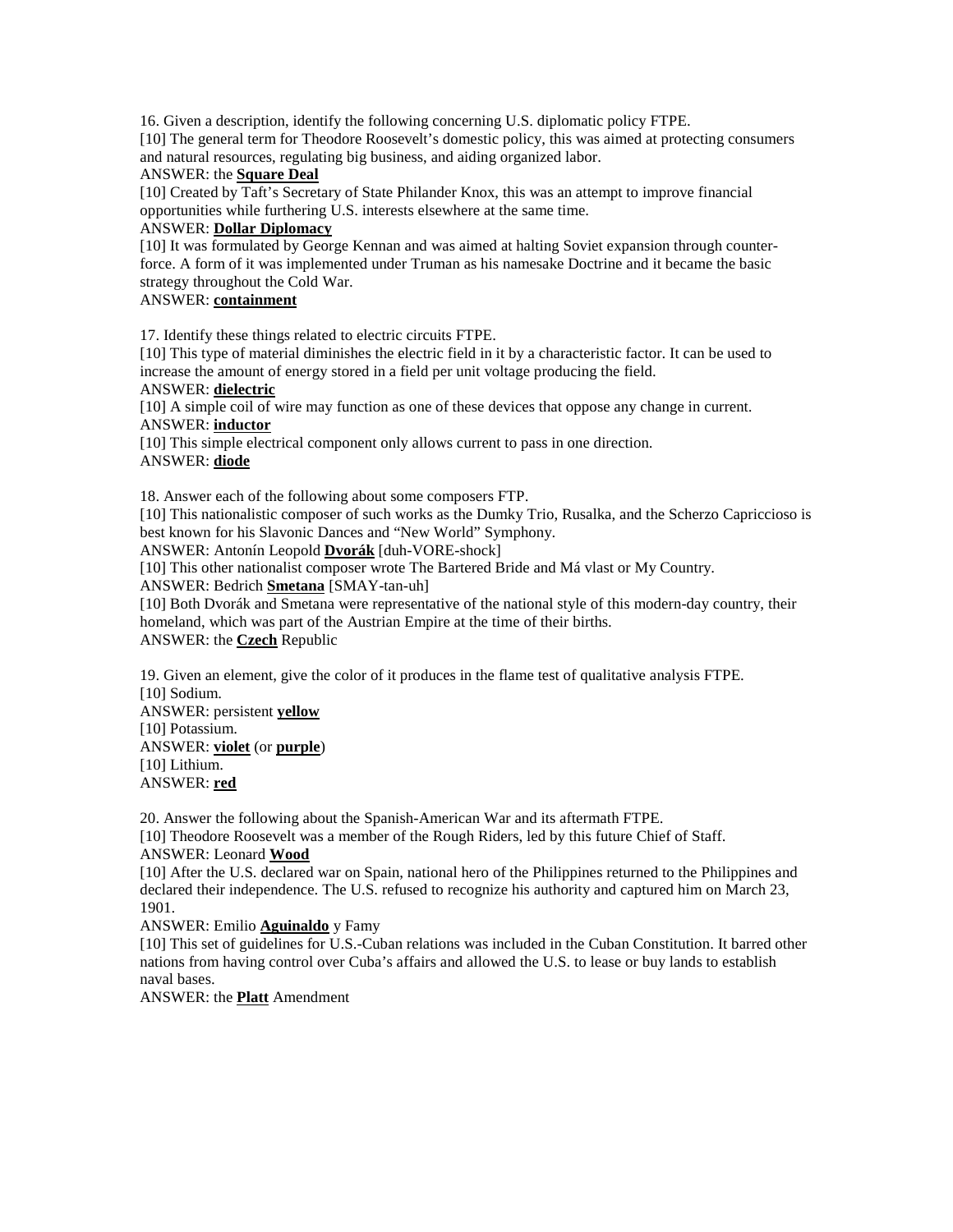16. Given a description, identify the following concerning U.S. diplomatic policy FTPE.

[10] The general term for Theodore Roosevelt's domestic policy, this was aimed at protecting consumers and natural resources, regulating big business, and aiding organized labor.

ANSWER: the **Square Deal**

[10] Created by Taft's Secretary of State Philander Knox, this was an attempt to improve financial opportunities while furthering U.S. interests elsewhere at the same time.

ANSWER: **Dollar Diplomacy**

[10] It was formulated by George Kennan and was aimed at halting Soviet expansion through counter-force. A form of it was implemented under Truman as his namesake Doctrine and it became the basic strategy throughout the Cold War.

ANSWER: **containment**

17. Identify these things related to electric circuits FTPE.

[10] This type of material diminishes the electric field in it by a characteristic factor. It can be used to increase the amount of energy stored in a field per unit voltage producing the field.

ANSWER: **dielectric**

[10] A simple coil of wire may function as one of these devices that oppose any change in current.

ANSWER: **inductor**

[10] This simple electrical component only allows current to pass in one direction.

ANSWER: **diode**

18. Answer each of the following about some composers FTP.

[10] This nationalistic composer of such works as the Dumky Trio, Rusalka, and the Scherzo Capriccioso is best known for his Slavonic Dances and "New World" Symphony.

ANSWER: Antonín Leopold **Dvorák** [duh-VORE-shock]

[10] This other nationalist composer wrote The Bartered Bride and Má vlast or My Country.

ANSWER: Bedrich **Smetana** [SMAY-tan-uh]

[10] Both Dvorák and Smetana were representative of the national style of this modern-day country, their homeland, which was part of the Austrian Empire at the time of their births.

ANSWER: the **Czech** Republic

19. Given an element, give the color of it produces in the flame test of qualitative analysis FTPE.

[10] Sodium.

ANSWER: persistent **yellow**

[10] Potassium.

ANSWER: **violet** (or **purple**)

[10] Lithium.

ANSWER: **red**

20. Answer the following about the Spanish-American War and its aftermath FTPE.

[10] Theodore Roosevelt was a member of the Rough Riders, led by this future Chief of Staff.

ANSWER: Leonard **Wood**

[10] After the U.S. declared war on Spain, national hero of the Philippines returned to the Philippines and declared their independence. The U.S. refused to recognize his authority and captured him on March 23, 1901.

ANSWER: Emilio **Aguinaldo** y Famy

[10] This set of guidelines for U.S.-Cuban relations was included in the Cuban Constitution. It barred other nations from having control over Cuba's affairs and allowed the U.S. to lease or buy lands to establish naval bases.

ANSWER: the **Platt** Amendment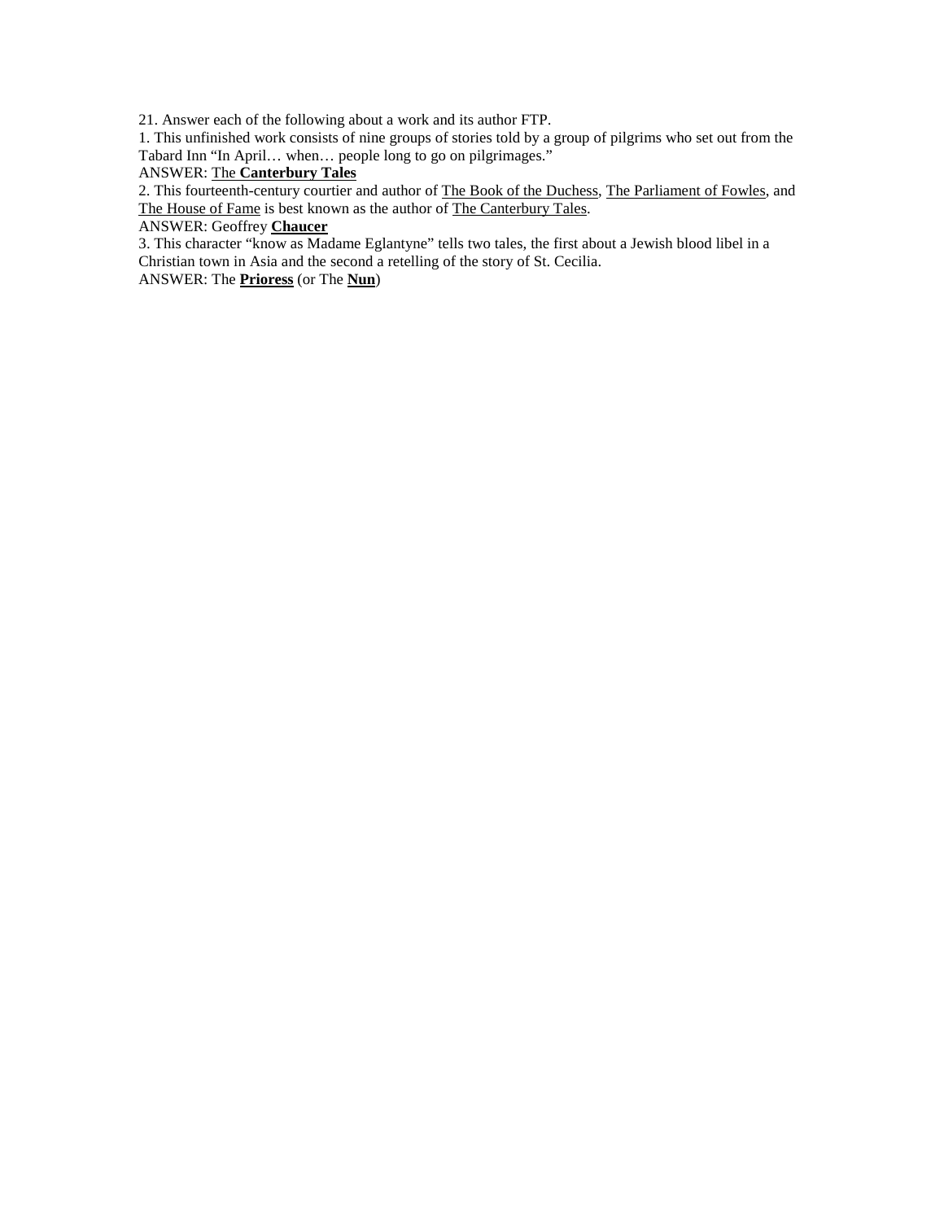21. Answer each of the following about a work and its author FTP.

1. This unfinished work consists of nine groups of stories told by a group of pilgrims who set out from the Tabard Inn "In April… when… people long to go on pilgrimages."

ANSWER: The **Canterbury Tales**

2. This fourteenth-century courtier and author of The Book of the Duchess, The Parliament of Fowles, and The House of Fame is best known as the author of The Canterbury Tales.

ANSWER: Geoffrey **Chaucer**

3. This character "know as Madame Eglantyne" tells two tales, the first about a Jewish blood libel in a Christian town in Asia and the second a retelling of the story of St. Cecilia.

ANSWER: The **Prioress** (or The **Nun**)